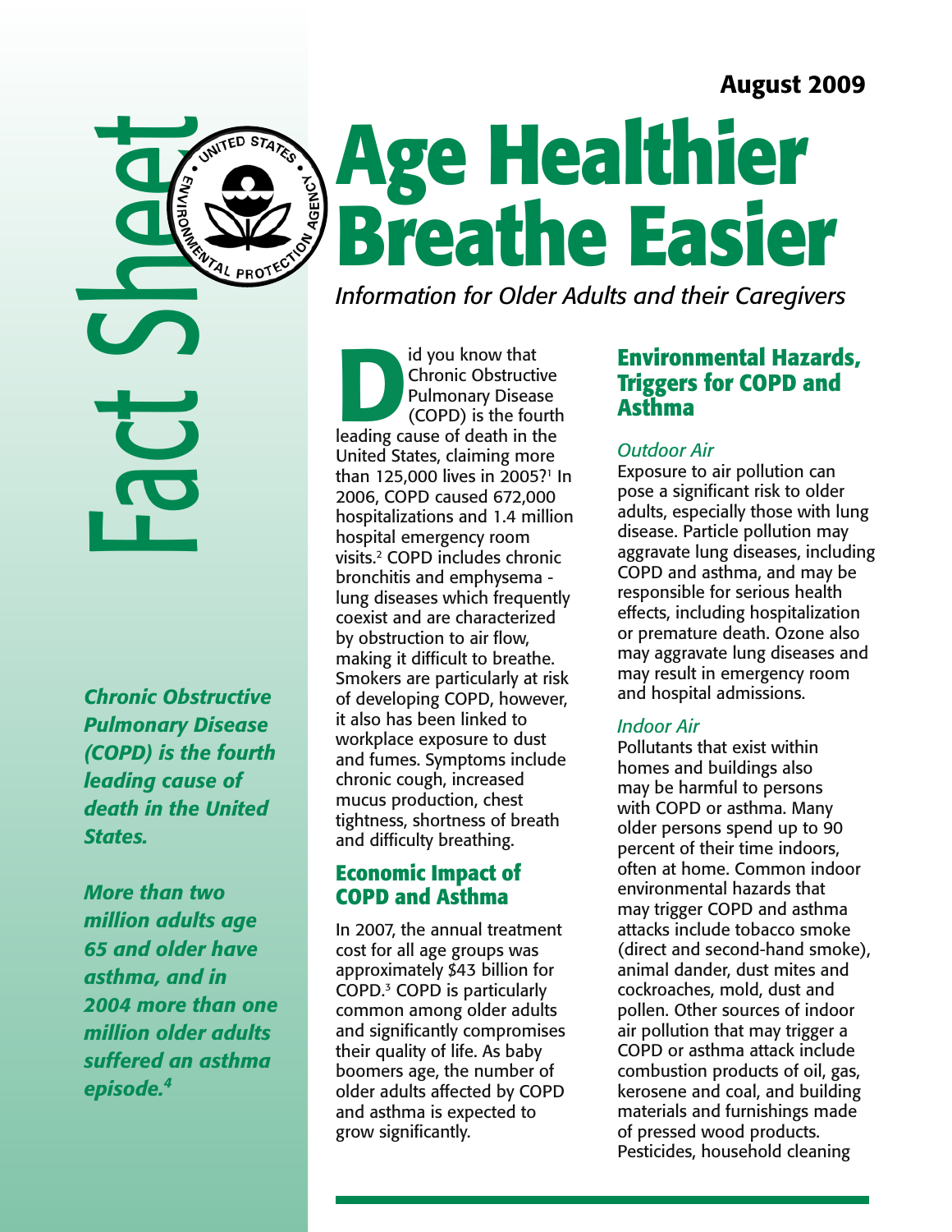August 2009

Fact Sheet

# Age Healthier Breathe Easier

*Information for Older Adults and their Caregivers*

***Chronic Obstructive Pulmonary Disease (COPD) is the fourth leading cause of death in the United States.***

***More than two million adults age 65 and older have asthma, and in 2004 more than one million older adults suffered an asthma episode.[4]***

Did you know that Chronic Obstructive Pulmonary Disease (COPD) is the fourth leading cause of death in the United States, claiming more than 125,000 lives in 2005?[1] In 2006, COPD caused 672,000 hospitalizations and 1.4 million hospital emergency room visits.[2] COPD includes chronic bronchitis and emphysema - lung diseases which frequently coexist and are characterized by obstruction to air flow, making it difficult to breathe. Smokers are particularly at risk of developing COPD, however, it also has been linked to workplace exposure to dust and fumes. Symptoms include chronic cough, increased mucus production, chest tightness, shortness of breath and difficulty breathing.

## Economic Impact of COPD and Asthma

In 2007, the annual treatment cost for all age groups was approximately $43 billion for COPD.[3] COPD is particularly common among older adults and significantly compromises their quality of life. As baby boomers age, the number of older adults affected by COPD and asthma is expected to grow significantly.

## Environmental Hazards, Triggers for COPD and Asthma

### *Outdoor Air*

Exposure to air pollution can pose a significant risk to older adults, especially those with lung disease. Particle pollution may aggravate lung diseases, including COPD and asthma, and may be responsible for serious health effects, including hospitalization or premature death. Ozone also may aggravate lung diseases and may result in emergency room and hospital admissions.

### *Indoor Air*

Pollutants that exist within homes and buildings also may be harmful to persons with COPD or asthma. Many older persons spend up to 90 percent of their time indoors, often at home. Common indoor environmental hazards that may trigger COPD and asthma attacks include tobacco smoke (direct and second-hand smoke), animal dander, dust mites and cockroaches, mold, dust and pollen. Other sources of indoor air pollution that may trigger a COPD or asthma attack include combustion products of oil, gas, kerosene and coal, and building materials and furnishings made of pressed wood products. Pesticides, household cleaning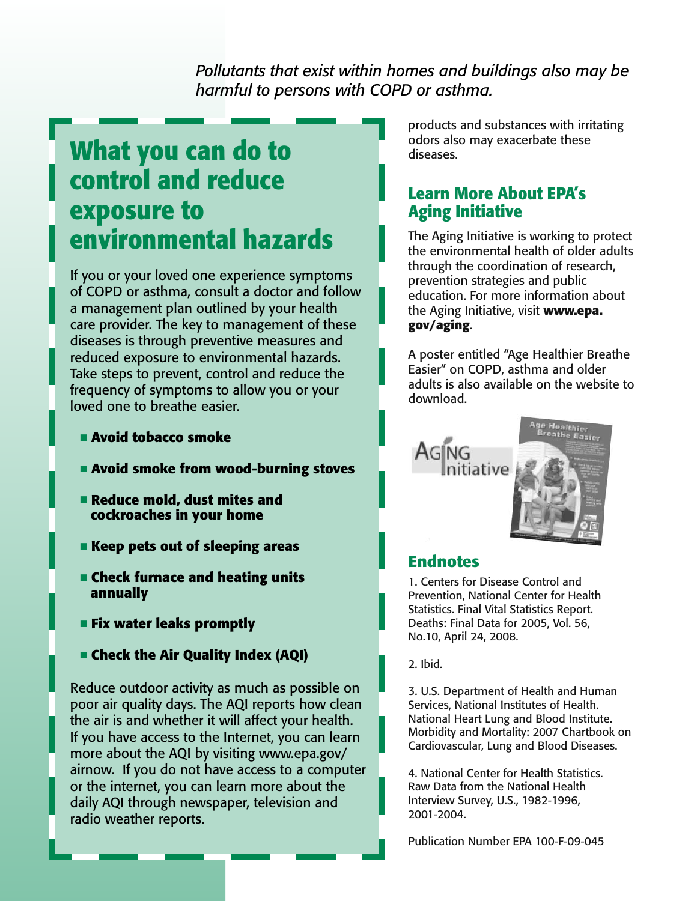*Pollutants that exist within homes and buildings also may be harmful to persons with COPD or asthma.*

# What you can do to control and reduce exposure to environmental hazards

If you or your loved one experience symptoms of COPD or asthma, consult a doctor and follow a management plan outlined by your health care provider. The key to management of these diseases is through preventive measures and reduced exposure to environmental hazards. Take steps to prevent, control and reduce the frequency of symptoms to allow you or your loved one to breathe easier.

- **Avoid tobacco smoke**
- **Avoid smoke from wood-burning stoves**
- **Reduce mold, dust mites and cockroaches in your home**
- **Keep pets out of sleeping areas**
- **Check furnace and heating units annually**
- **Fix water leaks promptly**
- **Check the Air Quality Index (AQI)**

Reduce outdoor activity as much as possible on poor air quality days. The AQI reports how clean the air is and whether it will affect your health. If you have access to the Internet, you can learn more about the AQI by visiting www.epa.gov/airnow. If you do not have access to a computer or the internet, you can learn more about the daily AQI through newspaper, television and radio weather reports.

products and substances with irritating odors also may exacerbate these diseases.

## Learn More About EPA's Aging Initiative

The Aging Initiative is working to protect the environmental health of older adults through the coordination of research, prevention strategies and public education. For more information about the Aging Initiative, visit **www.epa.gov/aging**.

A poster entitled "Age Healthier Breathe Easier" on COPD, asthma and older adults is also available on the website to download.

## Endnotes

1. Centers for Disease Control and Prevention, National Center for Health Statistics. Final Vital Statistics Report. Deaths: Final Data for 2005, Vol. 56, No.10, April 24, 2008.

2. Ibid.

3. U.S. Department of Health and Human Services, National Institutes of Health. National Heart Lung and Blood Institute. Morbidity and Mortality: 2007 Chartbook on Cardiovascular, Lung and Blood Diseases.

4. National Center for Health Statistics. Raw Data from the National Health Interview Survey, U.S., 1982-1996, 2001-2004.

Publication Number EPA 100-F-09-045